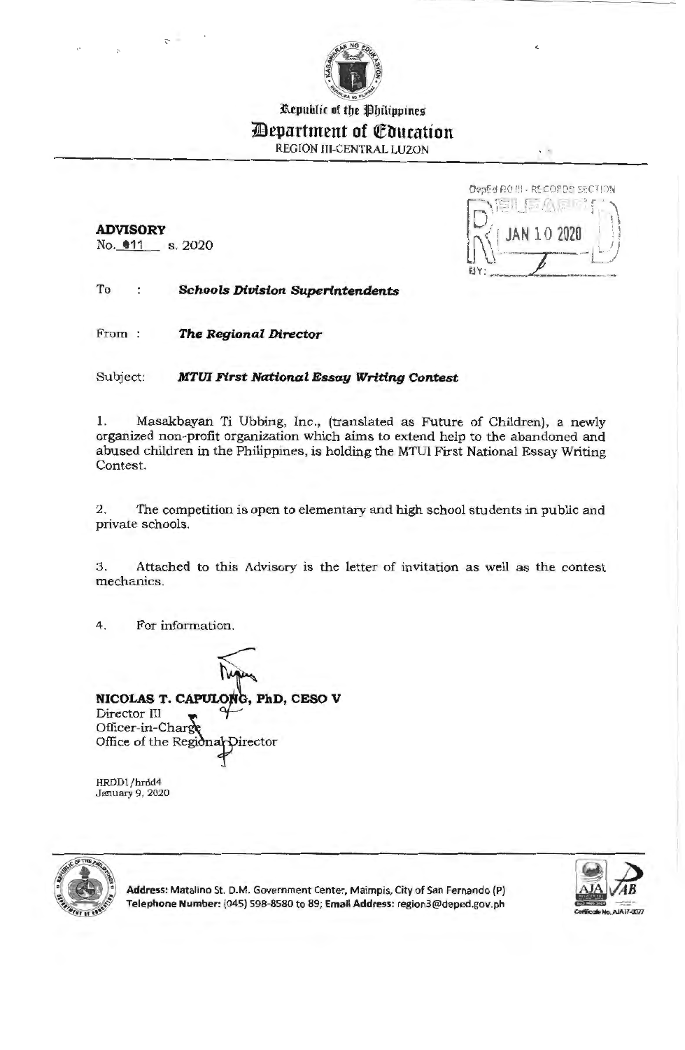Republic of the Philippines

# Department of Education

REGION III-CENTRAL LUZON

DepEd RO III - RECORDS SECTION
RELEASED
JAN 10 2020
BY:

**ADVISORY**
No. 011 s. 2020

To : ***Schools Division Superintendents***

From : ***The Regional Director***

Subject: ***MTUI First National Essay Writing Contest***

1. Masakbayan Ti Ubbing, Inc., (translated as Future of Children), a newly organized non-profit organization which aims to extend help to the abandoned and abused children in the Philippines, is holding the MTUI First National Essay Writing Contest.

2. The competition is open to elementary and high school students in public and private schools.

3. Attached to this Advisory is the letter of invitation as well as the contest mechanics.

4. For information.

**NICOLAS T. CAPULONG, PhD, CESO V**
Director III
Officer-in-Charge
Office of the Regional Director

HRDD1/hrdd4
January 9, 2020

**Address:** Matalino St. D.M. Government Center, Maimpis, City of San Fernando (P)
**Telephone Number:** (045) 598-8580 to 89; **Email Address:** region3@deped.gov.ph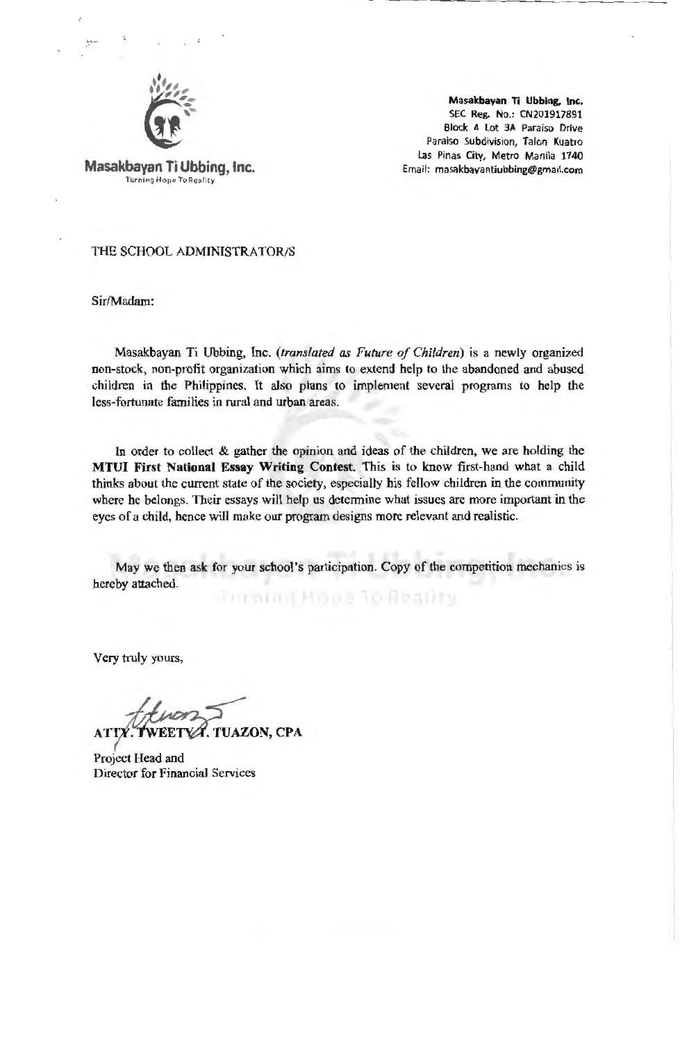**Masakbayan Ti Ubbing, Inc.**
Turning Hope To Reality

**Masakbayan Ti Ubbing, Inc.**
SEC Reg. No.: CN201917891
Block 4 Lot 3A Paraiso Drive
Paraiso Subdivision, Talon Kuatro
Las Pinas City, Metro Manila 1740
Email: masakbayantiubbing@gmail.com

THE SCHOOL ADMINISTRATOR/S

Sir/Madam:

Masakbayan Ti Ubbing, Inc. (*translated as Future of Children*) is a newly organized non-stock, non-profit organization which aims to extend help to the abandoned and abused children in the Philippines. It also plans to implement several programs to help the less-fortunate families in rural and urban areas.

In order to collect & gather the opinion and ideas of the children, we are holding the **MTUI First National Essay Writing Contest.** This is to know first-hand what a child thinks about the current state of the society, especially his fellow children in the community where he belongs. Their essays will help us determine what issues are more important in the eyes of a child, hence will make our program designs more relevant and realistic.

May we then ask for your school's participation. Copy of the competition mechanics is hereby attached.

Very truly yours,

**ATTY. TWEETY T. TUAZON, CPA**

Project Head and
Director for Financial Services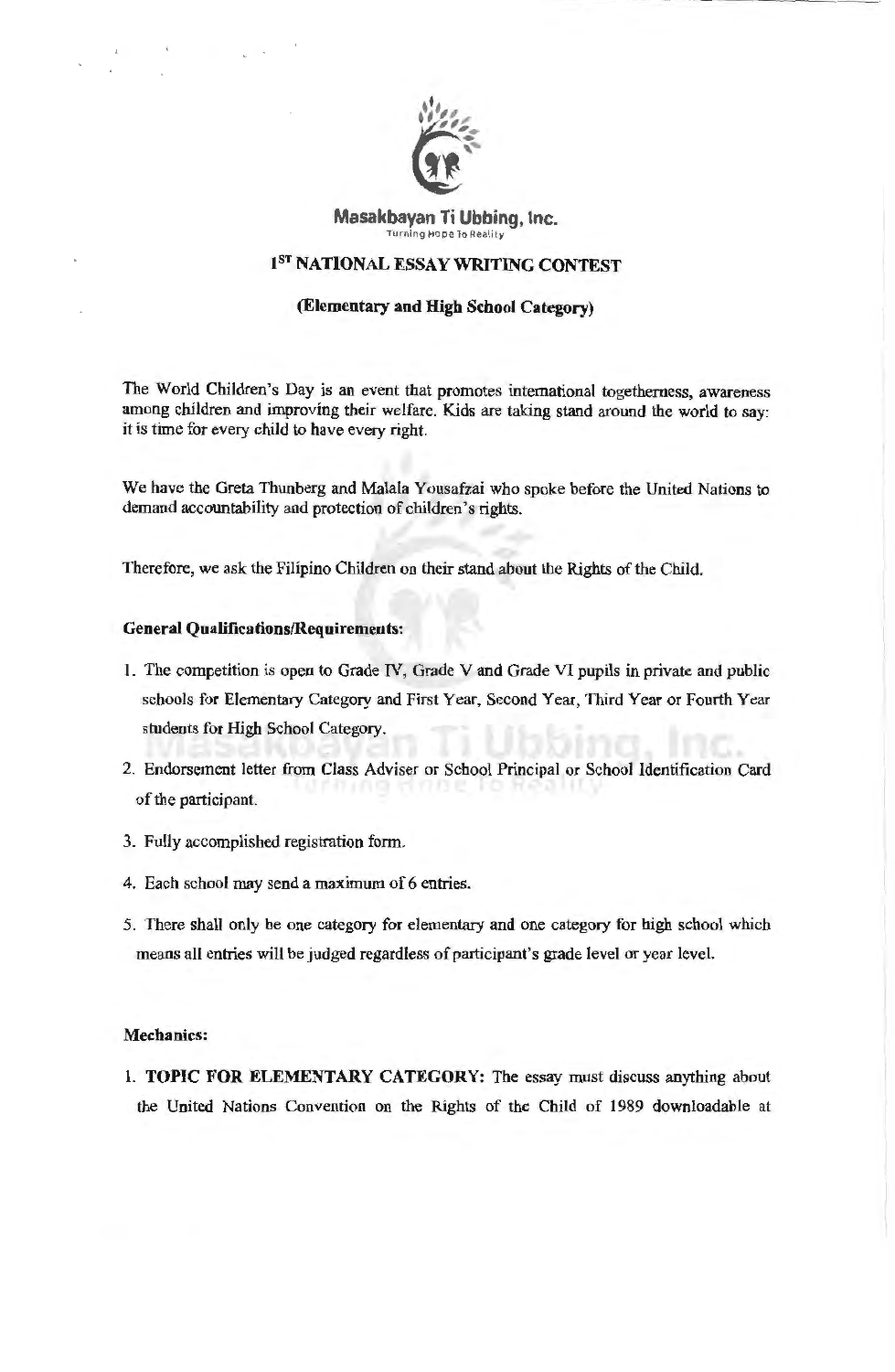**Masakbayan Ti Ubbing, Inc.**

Turning Hope To Reality

## 1ST NATIONAL ESSAY WRITING CONTEST

### (Elementary and High School Category)

The World Children's Day is an event that promotes international togetherness, awareness among children and improving their welfare. Kids are taking stand around the world to say: it is time for every child to have every right.

We have the Greta Thunberg and Malala Yousafzai who spoke before the United Nations to demand accountability and protection of children's rights.

Therefore, we ask the Filipino Children on their stand about the Rights of the Child.

**General Qualifications/Requirements:**

1. The competition is open to Grade IV, Grade V and Grade VI pupils in private and public schools for Elementary Category and First Year, Second Year, Third Year or Fourth Year students for High School Category.
2. Endorsement letter from Class Adviser or School Principal or School Identification Card of the participant.
3. Fully accomplished registration form.
4. Each school may send a maximum of 6 entries.
5. There shall only be one category for elementary and one category for high school which means all entries will be judged regardless of participant's grade level or year level.

**Mechanics:**

1. **TOPIC FOR ELEMENTARY CATEGORY:** The essay must discuss anything about the United Nations Convention on the Rights of the Child of 1989 downloadable at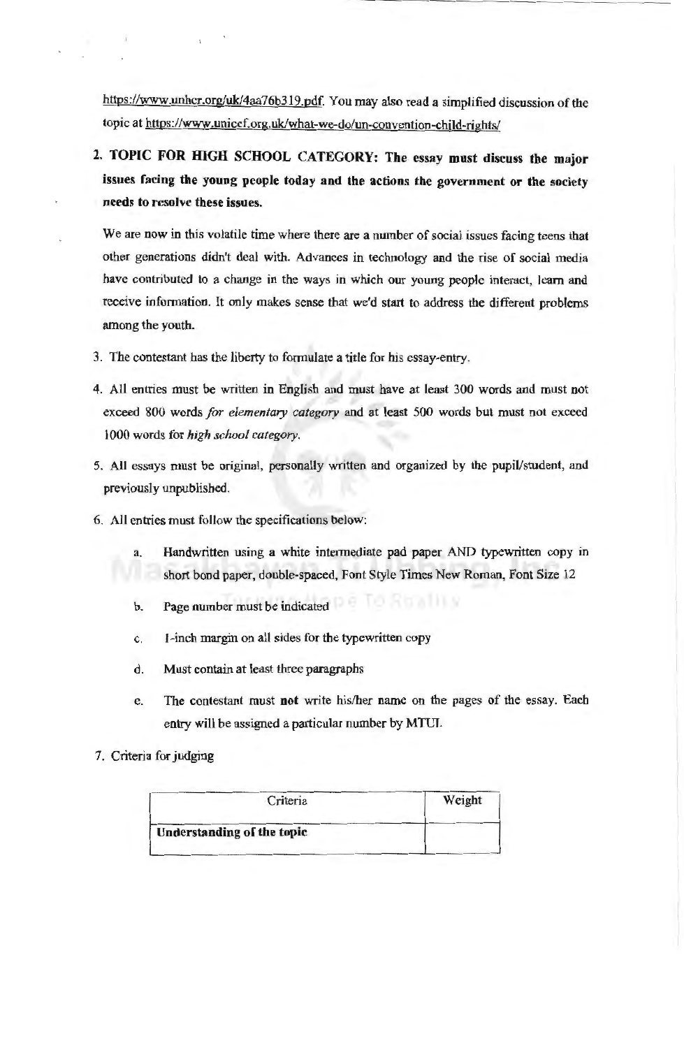https://www.unhcr.org/uk/4aa76b319.pdf. You may also read a simplified discussion of the topic at https://www.unicef.org.uk/what-we-do/un-convention-child-rights/

2. **TOPIC FOR HIGH SCHOOL CATEGORY: The essay must discuss the major issues facing the young people today and the actions the government or the society needs to resolve these issues.**

   We are now in this volatile time where there are a number of social issues facing teens that other generations didn't deal with. Advances in technology and the rise of social media have contributed to a change in the ways in which our young people interact, learn and receive information. It only makes sense that we'd start to address the different problems among the youth.

3. The contestant has the liberty to formulate a title for his essay-entry.

4. All entries must be written in English and must have at least 300 words and must not exceed 800 words *for elementary category* and at least 500 words but must not exceed 1000 words for *high school category*.

5. All essays must be original, personally written and organized by the pupil/student, and previously unpublished.

6. All entries must follow the specifications below:

   a. Handwritten using a white intermediate pad paper AND typewritten copy in short bond paper, double-spaced, Font Style Times New Roman, Font Size 12

   b. Page number must be indicated

   c. 1-inch margin on all sides for the typewritten copy

   d. Must contain at least three paragraphs

   e. The contestant must **not** write his/her name on the pages of the essay. Each entry will be assigned a particular number by MTUI.

7. Criteria for judging

| Criteria | Weight |
|---|---|
| **Understanding of the topic** | |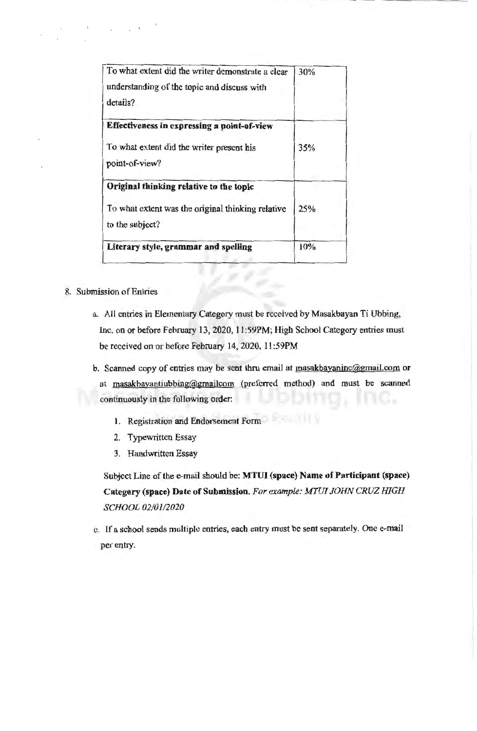| | |
|---|---|
| To what extent did the writer demonstrate a clear understanding of the topic and discuss with details? | 30% |
| **Effectiveness in expressing a point-of-view**<br><br>To what extent did the writer present his point-of-view? | 35% |
| **Original thinking relative to the topic**<br><br>To what extent was the original thinking relative to the subject? | 25% |
| **Literary style, grammar and spelling** | 10% |

8. Submission of Entries

   a. All entries in Elementary Category must be received by Masakbayan Ti Ubbing, Inc. on or before February 13, 2020, 11:59PM; High School Category entries must be received on or before February 14, 2020, 11:59PM

   b. Scanned copy of entries may be sent thru email at masakbayaninc@gmail.com or at masakbayantiubbing@gmailcom (preferred method) and must be scanned continuously in the following order:

      1. Registration and Endorsement Form
      2. Typewritten Essay
      3. Handwritten Essay

      Subject Line of the e-mail should be: **MTUI (space) Name of Participant (space) Category (space) Date of Submission.** *For example: MTUI JOHN CRUZ HIGH SCHOOL 02/01/2020*

   c. If a school sends multiple entries, each entry must be sent separately. One e-mail per entry.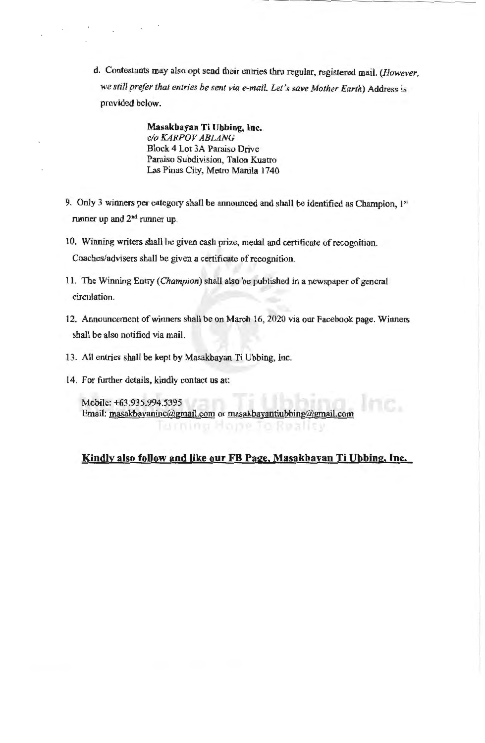d. Contestants may also opt send their entries thru regular, registered mail. (*However, we still prefer that entries be sent via e-mail. Let's save Mother Earth*) Address is provided below.

> **Masakbayan Ti Ubbing, Inc.**
> *c/o KARPOV ABLANG*
> Block 4 Lot 3A Paraiso Drive
> Paraiso Subdivision, Talon Kuatro
> Las Pinas City, Metro Manila 1740

9. Only 3 winners per category shall be announced and shall be identified as Champion, 1st runner up and 2nd runner up.
10. Winning writers shall be given cash prize, medal and certificate of recognition. Coaches/advisers shall be given a certificate of recognition.
11. The Winning Entry (*Champion*) shall also be published in a newspaper of general circulation.
12. Announcement of winners shall be on March 16, 2020 via our Facebook page. Winners shall be also notified via mail.
13. All entries shall be kept by Masakbayan Ti Ubbing, Inc.
14. For further details, kindly contact us at:

    Mobile: +63.935.994.5395
    Email: masakbayaninc@gmail.com or masakbayantiubbing@gmail.com

**Kindly also follow and like our FB Page, Masakbayan Ti Ubbing, Inc.**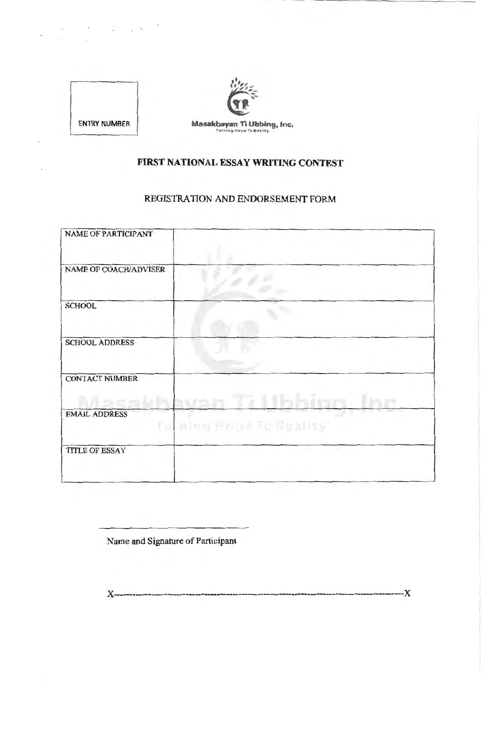ENTRY NUMBER

Masakbayan Ti Ubbing, Inc.
Turning Hope To Reality

**FIRST NATIONAL ESSAY WRITING CONTEST**

REGISTRATION AND ENDORSEMENT FORM

| NAME OF PARTICIPANT | |
|---|---|
| NAME OF COACH/ADVISER | |
| SCHOOL | |
| SCHOOL ADDRESS | |
| CONTACT NUMBER | |
| EMAIL ADDRESS | |
| TITLE OF ESSAY | |

______________________________

Name and Signature of Participant

X-----------------------------------------------------------------------------------------------X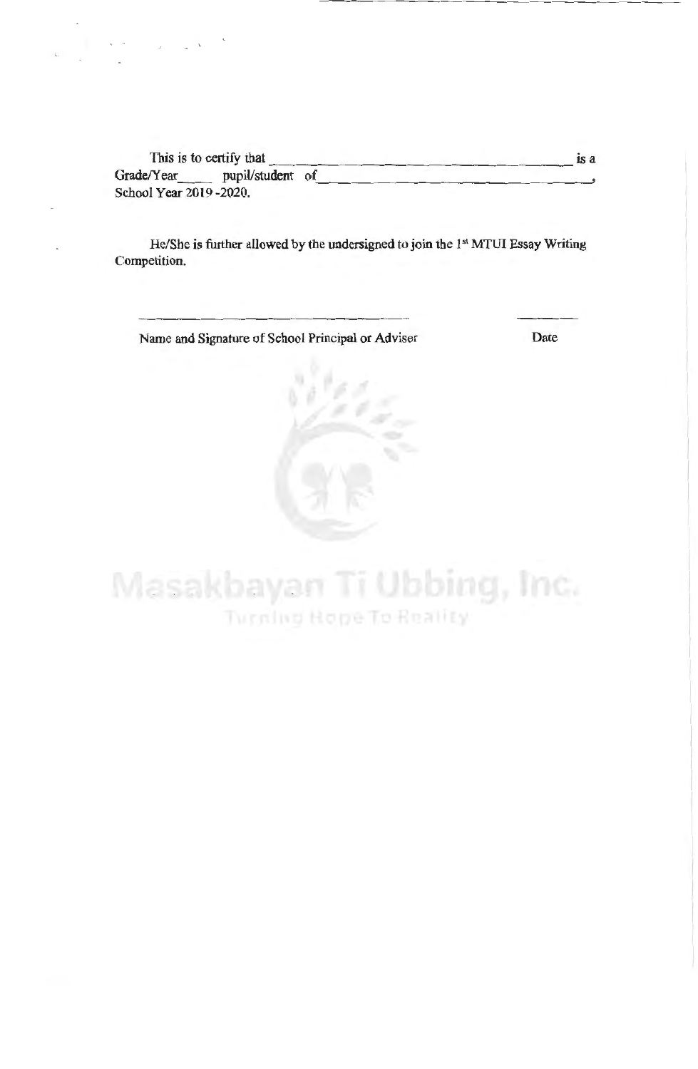This is to certify that ______________________________________ is a Grade/Year____ pupil/student of ______________________________________, School Year 2019 -2020.

He/She is further allowed by the undersigned to join the 1st MTUI Essay Writing Competition.

______________________________________

Name and Signature of School Principal or Adviser

________

Date

Masakbayan Ti Ubbing, Inc.

Turning Hope To Reality